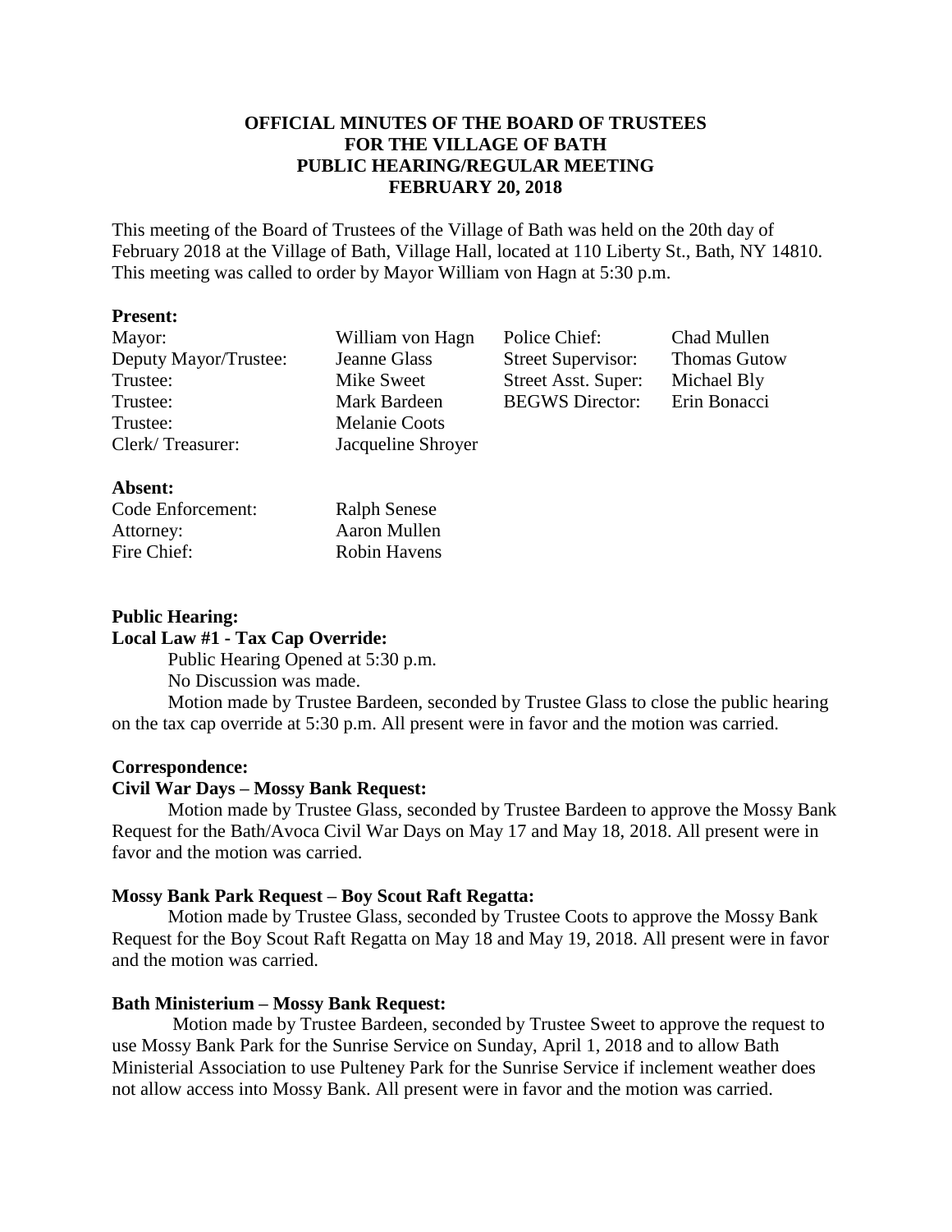# OFFICIAL MINUTES OF THE BOARD OF TRUSTEES FOR THE VILLAGE OF BATH PUBLIC HEARING/REGULAR MEETING FEBRUARY 20, 2018

This meeting of the Board of Trustees of the Village of Bath was held on the 20th day of February 2018 at the Village of Bath, Village Hall, located at 110 Liberty St., Bath, NY 14810. This meeting was called to order by Mayor William von Hagn at 5:30 p.m.

**Present:**

| | | | |
|---|---|---|---|
| Mayor: | William von Hagn | Police Chief: | Chad Mullen |
| Deputy Mayor/Trustee: | Jeanne Glass | Street Supervisor: | Thomas Gutow |
| Trustee: | Mike Sweet | Street Asst. Super: | Michael Bly |
| Trustee: | Mark Bardeen | BEGWS Director: | Erin Bonacci |
| Trustee: | Melanie Coots | | |
| Clerk/ Treasurer: | Jacqueline Shroyer | | |

**Absent:**

| | |
|---|---|
| Code Enforcement: | Ralph Senese |
| Attorney: | Aaron Mullen |
| Fire Chief: | Robin Havens |

**Public Hearing:**

**Local Law #1 - Tax Cap Override:**

Public Hearing Opened at 5:30 p.m.

No Discussion was made.

Motion made by Trustee Bardeen, seconded by Trustee Glass to close the public hearing on the tax cap override at 5:30 p.m. All present were in favor and the motion was carried.

**Correspondence:**

**Civil War Days – Mossy Bank Request:**

Motion made by Trustee Glass, seconded by Trustee Bardeen to approve the Mossy Bank Request for the Bath/Avoca Civil War Days on May 17 and May 18, 2018. All present were in favor and the motion was carried.

**Mossy Bank Park Request – Boy Scout Raft Regatta:**

Motion made by Trustee Glass, seconded by Trustee Coots to approve the Mossy Bank Request for the Boy Scout Raft Regatta on May 18 and May 19, 2018. All present were in favor and the motion was carried.

**Bath Ministerium – Mossy Bank Request:**

Motion made by Trustee Bardeen, seconded by Trustee Sweet to approve the request to use Mossy Bank Park for the Sunrise Service on Sunday, April 1, 2018 and to allow Bath Ministerial Association to use Pulteney Park for the Sunrise Service if inclement weather does not allow access into Mossy Bank. All present were in favor and the motion was carried.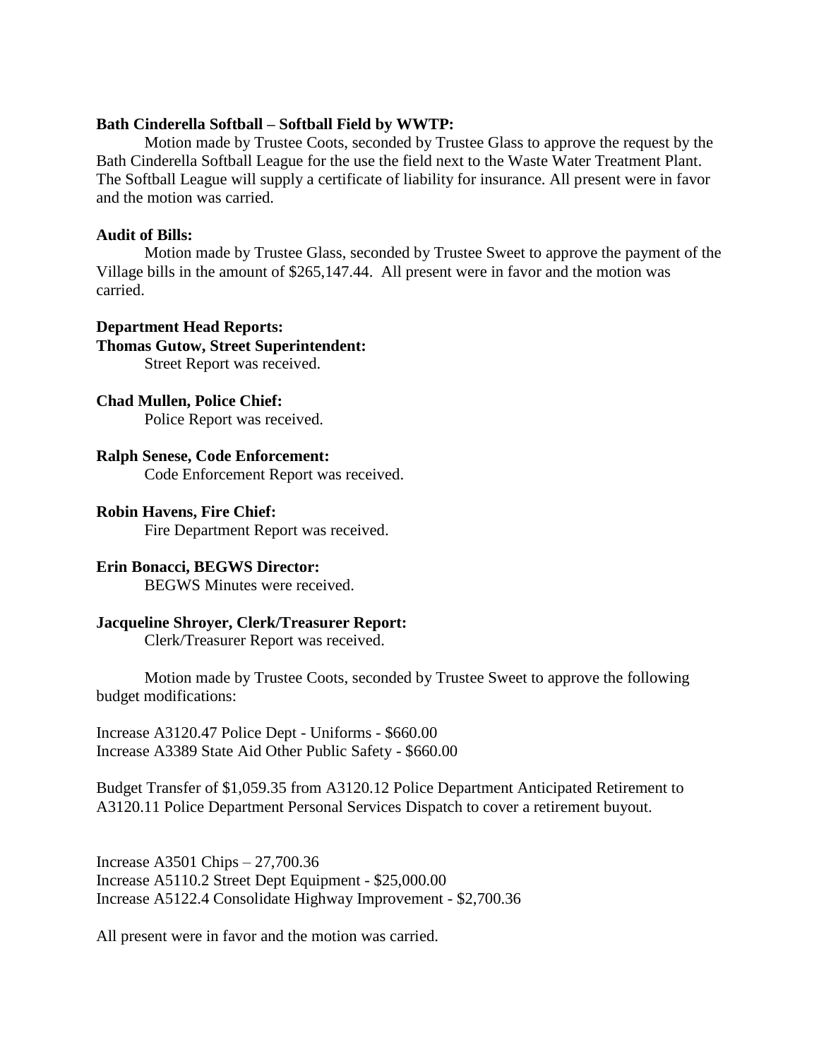**Bath Cinderella Softball – Softball Field by WWTP:**

Motion made by Trustee Coots, seconded by Trustee Glass to approve the request by the Bath Cinderella Softball League for the use the field next to the Waste Water Treatment Plant. The Softball League will supply a certificate of liability for insurance. All present were in favor and the motion was carried.

**Audit of Bills:**

Motion made by Trustee Glass, seconded by Trustee Sweet to approve the payment of the Village bills in the amount of $265,147.44. All present were in favor and the motion was carried.

**Department Head Reports:**

**Thomas Gutow, Street Superintendent:**

Street Report was received.

**Chad Mullen, Police Chief:**

Police Report was received.

**Ralph Senese, Code Enforcement:**

Code Enforcement Report was received.

**Robin Havens, Fire Chief:**

Fire Department Report was received.

**Erin Bonacci, BEGWS Director:**

BEGWS Minutes were received.

**Jacqueline Shroyer, Clerk/Treasurer Report:**

Clerk/Treasurer Report was received.

Motion made by Trustee Coots, seconded by Trustee Sweet to approve the following budget modifications:

Increase A3120.47 Police Dept - Uniforms - $660.00
Increase A3389 State Aid Other Public Safety - $660.00

Budget Transfer of $1,059.35 from A3120.12 Police Department Anticipated Retirement to A3120.11 Police Department Personal Services Dispatch to cover a retirement buyout.

Increase A3501 Chips – 27,700.36
Increase A5110.2 Street Dept Equipment - $25,000.00
Increase A5122.4 Consolidate Highway Improvement - $2,700.36

All present were in favor and the motion was carried.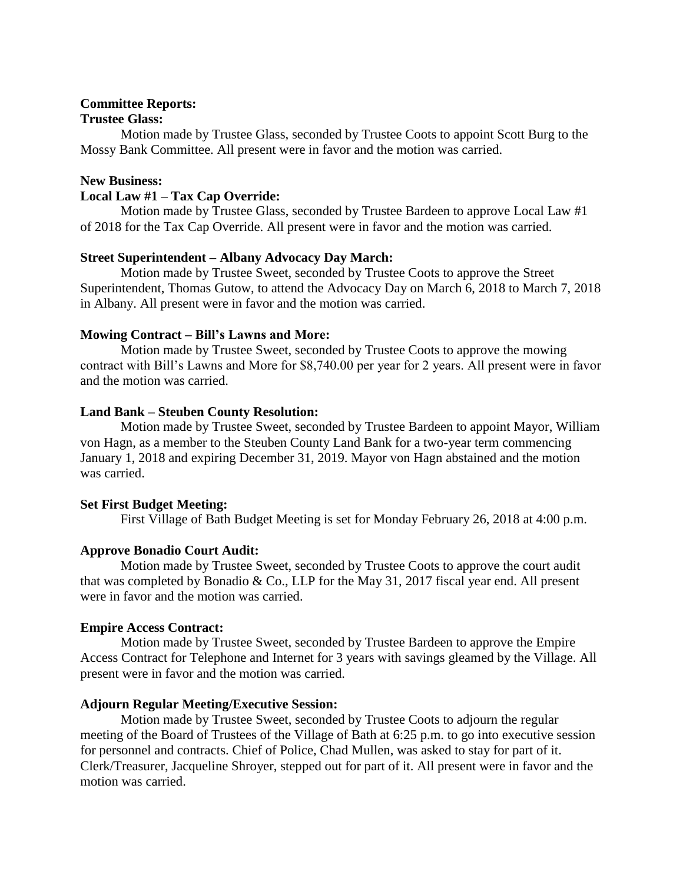**Committee Reports:**

**Trustee Glass:**

Motion made by Trustee Glass, seconded by Trustee Coots to appoint Scott Burg to the Mossy Bank Committee. All present were in favor and the motion was carried.

**New Business:**

**Local Law #1 – Tax Cap Override:**

Motion made by Trustee Glass, seconded by Trustee Bardeen to approve Local Law #1 of 2018 for the Tax Cap Override. All present were in favor and the motion was carried.

**Street Superintendent – Albany Advocacy Day March:**

Motion made by Trustee Sweet, seconded by Trustee Coots to approve the Street Superintendent, Thomas Gutow, to attend the Advocacy Day on March 6, 2018 to March 7, 2018 in Albany. All present were in favor and the motion was carried.

**Mowing Contract – Bill's Lawns and More:**

Motion made by Trustee Sweet, seconded by Trustee Coots to approve the mowing contract with Bill's Lawns and More for $8,740.00 per year for 2 years. All present were in favor and the motion was carried.

**Land Bank – Steuben County Resolution:**

Motion made by Trustee Sweet, seconded by Trustee Bardeen to appoint Mayor, William von Hagn, as a member to the Steuben County Land Bank for a two-year term commencing January 1, 2018 and expiring December 31, 2019. Mayor von Hagn abstained and the motion was carried.

**Set First Budget Meeting:**

First Village of Bath Budget Meeting is set for Monday February 26, 2018 at 4:00 p.m.

**Approve Bonadio Court Audit:**

Motion made by Trustee Sweet, seconded by Trustee Coots to approve the court audit that was completed by Bonadio & Co., LLP for the May 31, 2017 fiscal year end. All present were in favor and the motion was carried.

**Empire Access Contract:**

Motion made by Trustee Sweet, seconded by Trustee Bardeen to approve the Empire Access Contract for Telephone and Internet for 3 years with savings gleamed by the Village. All present were in favor and the motion was carried.

**Adjourn Regular Meeting/Executive Session:**

Motion made by Trustee Sweet, seconded by Trustee Coots to adjourn the regular meeting of the Board of Trustees of the Village of Bath at 6:25 p.m. to go into executive session for personnel and contracts. Chief of Police, Chad Mullen, was asked to stay for part of it. Clerk/Treasurer, Jacqueline Shroyer, stepped out for part of it. All present were in favor and the motion was carried.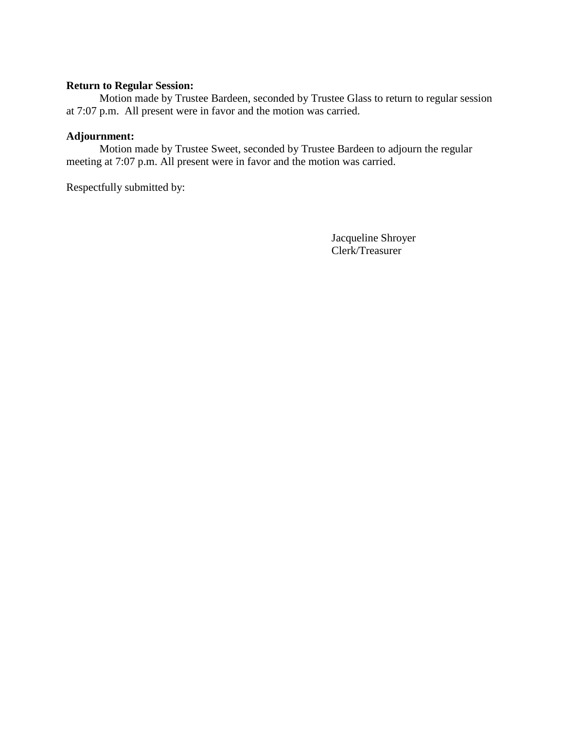**Return to Regular Session:**

Motion made by Trustee Bardeen, seconded by Trustee Glass to return to regular session at 7:07 p.m. All present were in favor and the motion was carried.

**Adjournment:**

Motion made by Trustee Sweet, seconded by Trustee Bardeen to adjourn the regular meeting at 7:07 p.m. All present were in favor and the motion was carried.

Respectfully submitted by:

Jacqueline Shroyer
Clerk/Treasurer